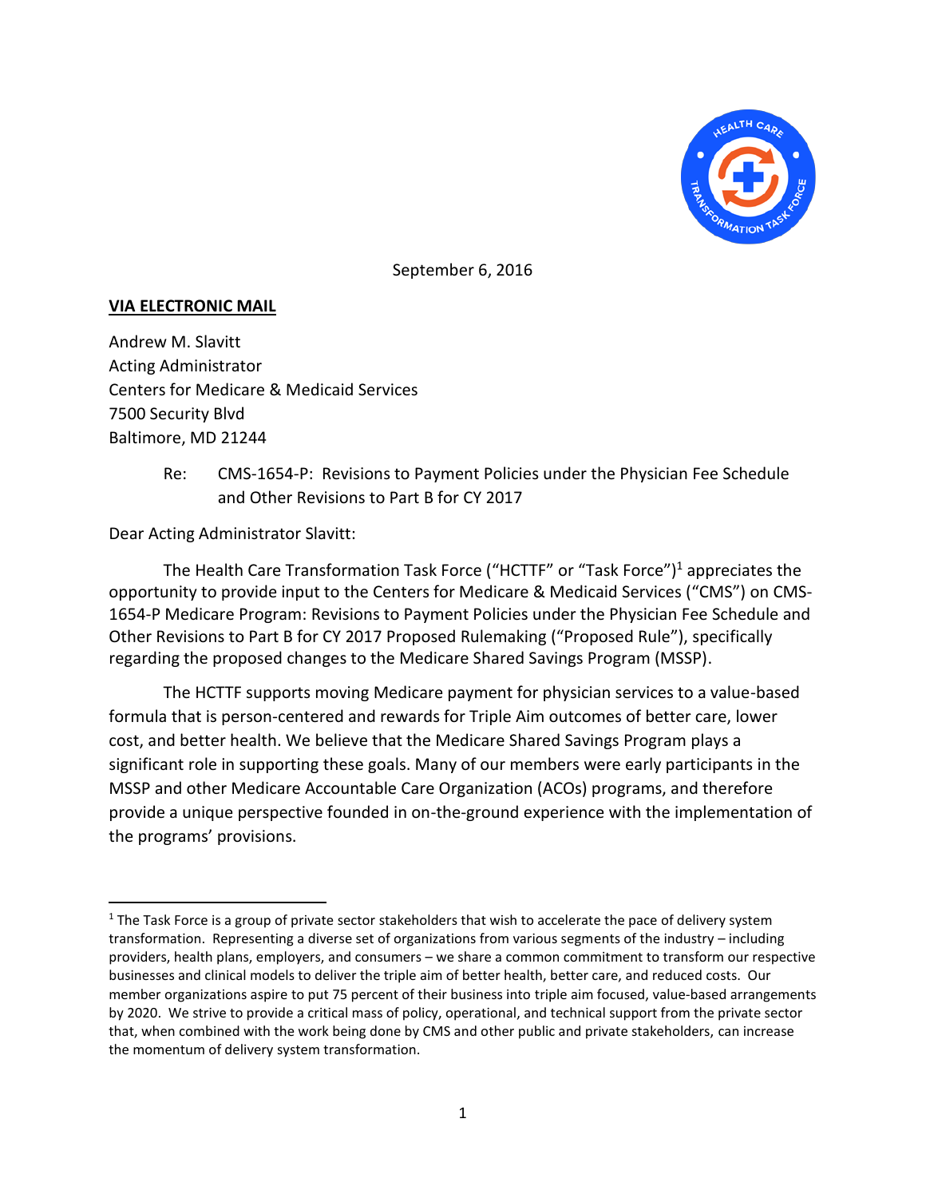September 6, 2016

**VIA ELECTRONIC MAIL**

Andrew M. Slavitt
Acting Administrator
Centers for Medicare & Medicaid Services
7500 Security Blvd
Baltimore, MD 21244

Re: CMS-1654-P: Revisions to Payment Policies under the Physician Fee Schedule and Other Revisions to Part B for CY 2017

Dear Acting Administrator Slavitt:

The Health Care Transformation Task Force ("HCTTF" or "Task Force")[1] appreciates the opportunity to provide input to the Centers for Medicare & Medicaid Services ("CMS") on CMS-1654-P Medicare Program: Revisions to Payment Policies under the Physician Fee Schedule and Other Revisions to Part B for CY 2017 Proposed Rulemaking ("Proposed Rule"), specifically regarding the proposed changes to the Medicare Shared Savings Program (MSSP).

The HCTTF supports moving Medicare payment for physician services to a value-based formula that is person-centered and rewards for Triple Aim outcomes of better care, lower cost, and better health. We believe that the Medicare Shared Savings Program plays a significant role in supporting these goals. Many of our members were early participants in the MSSP and other Medicare Accountable Care Organization (ACOs) programs, and therefore provide a unique perspective founded in on-the-ground experience with the implementation of the programs' provisions.

[1] The Task Force is a group of private sector stakeholders that wish to accelerate the pace of delivery system transformation. Representing a diverse set of organizations from various segments of the industry – including providers, health plans, employers, and consumers – we share a common commitment to transform our respective businesses and clinical models to deliver the triple aim of better health, better care, and reduced costs. Our member organizations aspire to put 75 percent of their business into triple aim focused, value-based arrangements by 2020. We strive to provide a critical mass of policy, operational, and technical support from the private sector that, when combined with the work being done by CMS and other public and private stakeholders, can increase the momentum of delivery system transformation.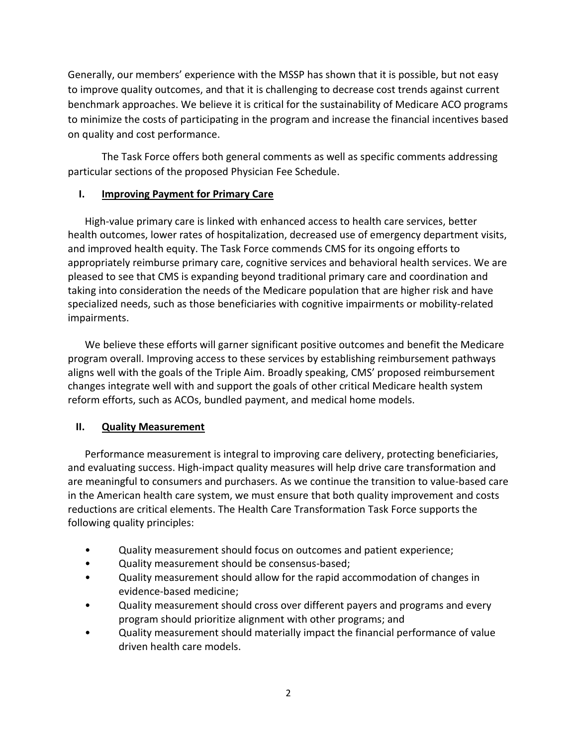Generally, our members' experience with the MSSP has shown that it is possible, but not easy to improve quality outcomes, and that it is challenging to decrease cost trends against current benchmark approaches. We believe it is critical for the sustainability of Medicare ACO programs to minimize the costs of participating in the program and increase the financial incentives based on quality and cost performance.

The Task Force offers both general comments as well as specific comments addressing particular sections of the proposed Physician Fee Schedule.

## I. <u>Improving Payment for Primary Care</u>

High-value primary care is linked with enhanced access to health care services, better health outcomes, lower rates of hospitalization, decreased use of emergency department visits, and improved health equity. The Task Force commends CMS for its ongoing efforts to appropriately reimburse primary care, cognitive services and behavioral health services. We are pleased to see that CMS is expanding beyond traditional primary care and coordination and taking into consideration the needs of the Medicare population that are higher risk and have specialized needs, such as those beneficiaries with cognitive impairments or mobility-related impairments.

We believe these efforts will garner significant positive outcomes and benefit the Medicare program overall. Improving access to these services by establishing reimbursement pathways aligns well with the goals of the Triple Aim. Broadly speaking, CMS' proposed reimbursement changes integrate well with and support the goals of other critical Medicare health system reform efforts, such as ACOs, bundled payment, and medical home models.

## II. <u>Quality Measurement</u>

Performance measurement is integral to improving care delivery, protecting beneficiaries, and evaluating success. High-impact quality measures will help drive care transformation and are meaningful to consumers and purchasers. As we continue the transition to value-based care in the American health care system, we must ensure that both quality improvement and costs reductions are critical elements. The Health Care Transformation Task Force supports the following quality principles:

- Quality measurement should focus on outcomes and patient experience;
- Quality measurement should be consensus-based;
- Quality measurement should allow for the rapid accommodation of changes in evidence-based medicine;
- Quality measurement should cross over different payers and programs and every program should prioritize alignment with other programs; and
- Quality measurement should materially impact the financial performance of value driven health care models.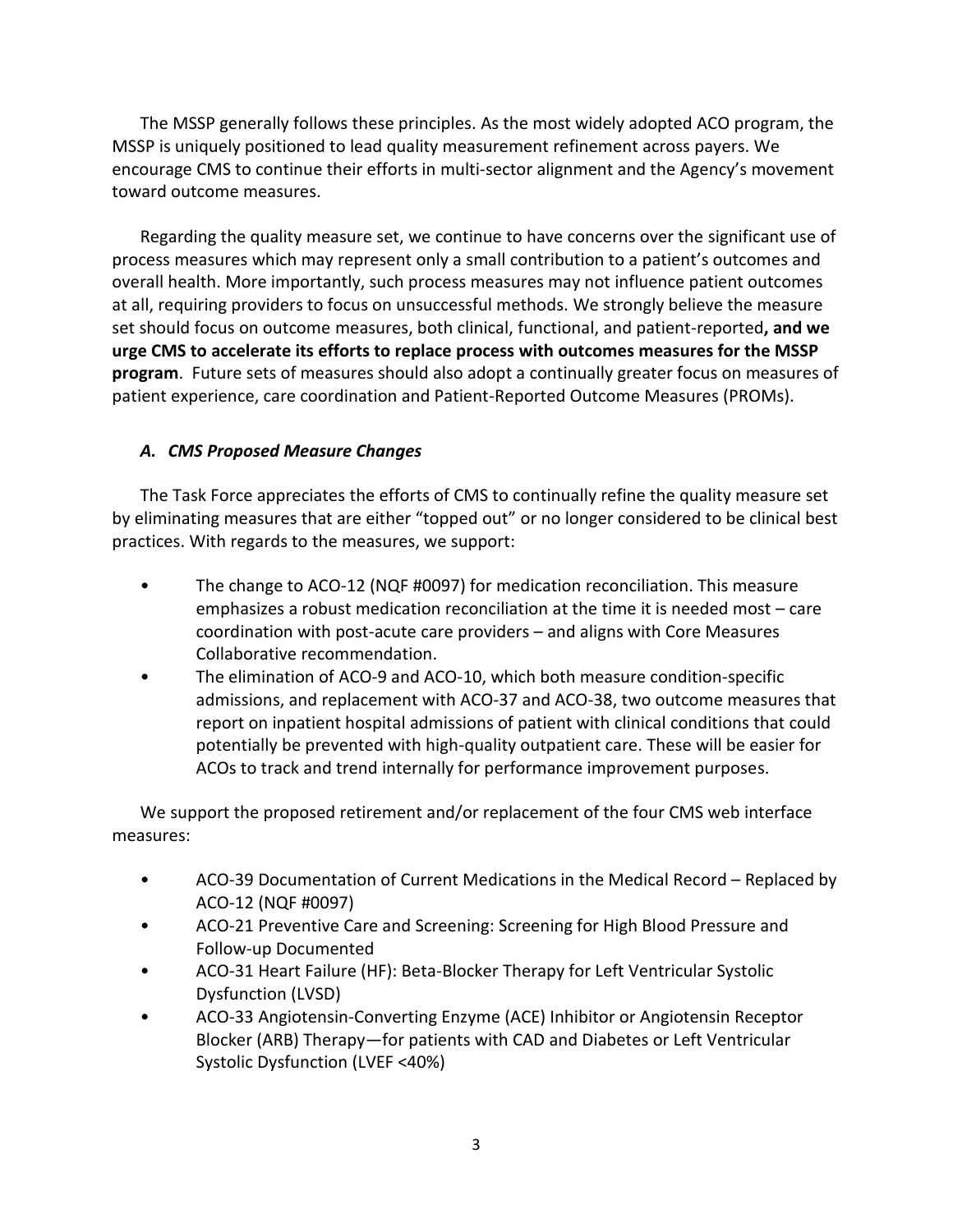The MSSP generally follows these principles. As the most widely adopted ACO program, the MSSP is uniquely positioned to lead quality measurement refinement across payers. We encourage CMS to continue their efforts in multi-sector alignment and the Agency's movement toward outcome measures.

Regarding the quality measure set, we continue to have concerns over the significant use of process measures which may represent only a small contribution to a patient's outcomes and overall health. More importantly, such process measures may not influence patient outcomes at all, requiring providers to focus on unsuccessful methods. We strongly believe the measure set should focus on outcome measures, both clinical, functional, and patient-reported**, and we urge CMS to accelerate its efforts to replace process with outcomes measures for the MSSP program**. Future sets of measures should also adopt a continually greater focus on measures of patient experience, care coordination and Patient-Reported Outcome Measures (PROMs).

### *A. CMS Proposed Measure Changes*

The Task Force appreciates the efforts of CMS to continually refine the quality measure set by eliminating measures that are either "topped out" or no longer considered to be clinical best practices. With regards to the measures, we support:

- The change to ACO-12 (NQF #0097) for medication reconciliation. This measure emphasizes a robust medication reconciliation at the time it is needed most – care coordination with post-acute care providers – and aligns with Core Measures Collaborative recommendation.
- The elimination of ACO-9 and ACO-10, which both measure condition-specific admissions, and replacement with ACO-37 and ACO-38, two outcome measures that report on inpatient hospital admissions of patient with clinical conditions that could potentially be prevented with high-quality outpatient care. These will be easier for ACOs to track and trend internally for performance improvement purposes.

We support the proposed retirement and/or replacement of the four CMS web interface measures:

- ACO-39 Documentation of Current Medications in the Medical Record – Replaced by ACO-12 (NQF #0097)
- ACO-21 Preventive Care and Screening: Screening for High Blood Pressure and Follow-up Documented
- ACO-31 Heart Failure (HF): Beta-Blocker Therapy for Left Ventricular Systolic Dysfunction (LVSD)
- ACO-33 Angiotensin-Converting Enzyme (ACE) Inhibitor or Angiotensin Receptor Blocker (ARB) Therapy—for patients with CAD and Diabetes or Left Ventricular Systolic Dysfunction (LVEF <40%)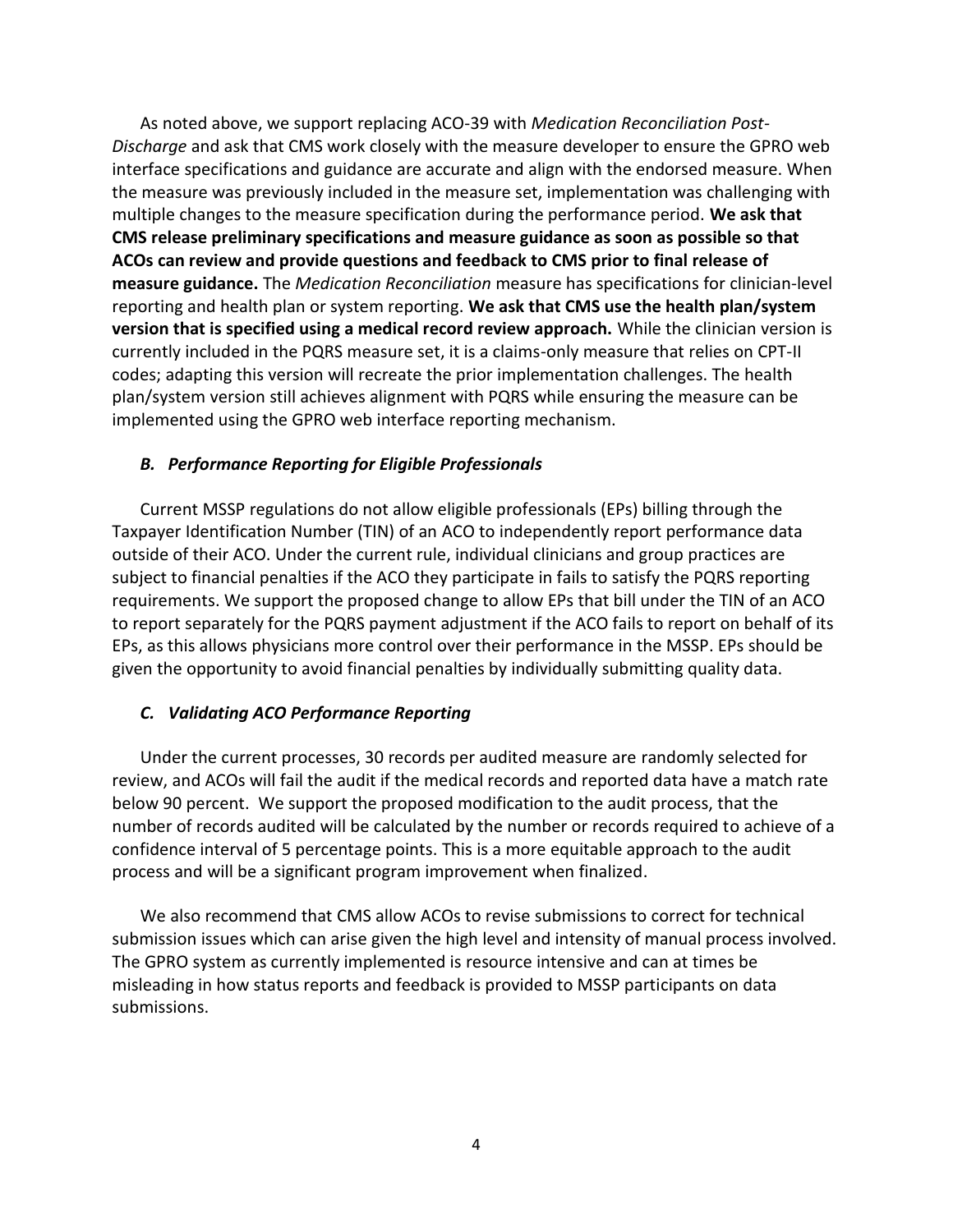As noted above, we support replacing ACO-39 with *Medication Reconciliation Post-Discharge* and ask that CMS work closely with the measure developer to ensure the GPRO web interface specifications and guidance are accurate and align with the endorsed measure. When the measure was previously included in the measure set, implementation was challenging with multiple changes to the measure specification during the performance period. **We ask that CMS release preliminary specifications and measure guidance as soon as possible so that ACOs can review and provide questions and feedback to CMS prior to final release of measure guidance.** The *Medication Reconciliation* measure has specifications for clinician-level reporting and health plan or system reporting. **We ask that CMS use the health plan/system version that is specified using a medical record review approach.** While the clinician version is currently included in the PQRS measure set, it is a claims-only measure that relies on CPT-II codes; adapting this version will recreate the prior implementation challenges. The health plan/system version still achieves alignment with PQRS while ensuring the measure can be implemented using the GPRO web interface reporting mechanism.

### *B. Performance Reporting for Eligible Professionals*

Current MSSP regulations do not allow eligible professionals (EPs) billing through the Taxpayer Identification Number (TIN) of an ACO to independently report performance data outside of their ACO. Under the current rule, individual clinicians and group practices are subject to financial penalties if the ACO they participate in fails to satisfy the PQRS reporting requirements. We support the proposed change to allow EPs that bill under the TIN of an ACO to report separately for the PQRS payment adjustment if the ACO fails to report on behalf of its EPs, as this allows physicians more control over their performance in the MSSP. EPs should be given the opportunity to avoid financial penalties by individually submitting quality data.

### *C. Validating ACO Performance Reporting*

Under the current processes, 30 records per audited measure are randomly selected for review, and ACOs will fail the audit if the medical records and reported data have a match rate below 90 percent. We support the proposed modification to the audit process, that the number of records audited will be calculated by the number or records required to achieve of a confidence interval of 5 percentage points. This is a more equitable approach to the audit process and will be a significant program improvement when finalized.

We also recommend that CMS allow ACOs to revise submissions to correct for technical submission issues which can arise given the high level and intensity of manual process involved. The GPRO system as currently implemented is resource intensive and can at times be misleading in how status reports and feedback is provided to MSSP participants on data submissions.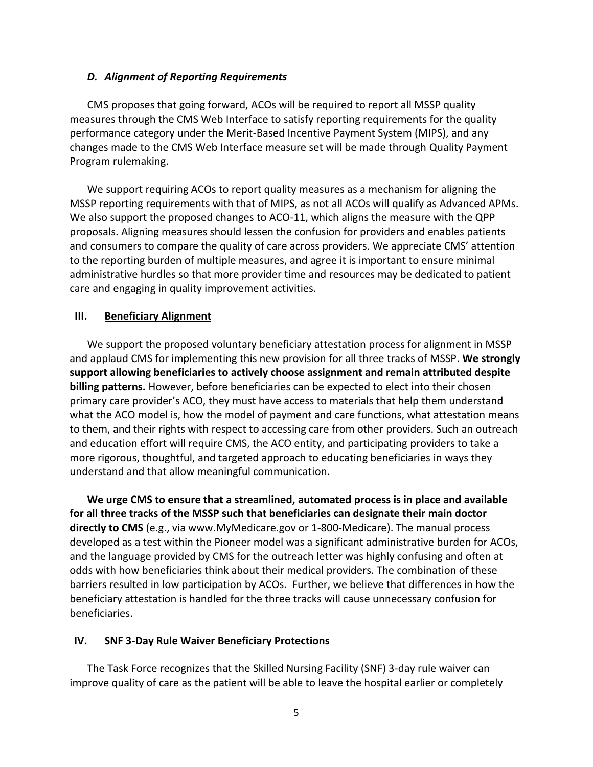### *D. Alignment of Reporting Requirements*

CMS proposes that going forward, ACOs will be required to report all MSSP quality measures through the CMS Web Interface to satisfy reporting requirements for the quality performance category under the Merit-Based Incentive Payment System (MIPS), and any changes made to the CMS Web Interface measure set will be made through Quality Payment Program rulemaking.

We support requiring ACOs to report quality measures as a mechanism for aligning the MSSP reporting requirements with that of MIPS, as not all ACOs will qualify as Advanced APMs. We also support the proposed changes to ACO-11, which aligns the measure with the QPP proposals. Aligning measures should lessen the confusion for providers and enables patients and consumers to compare the quality of care across providers. We appreciate CMS' attention to the reporting burden of multiple measures, and agree it is important to ensure minimal administrative hurdles so that more provider time and resources may be dedicated to patient care and engaging in quality improvement activities.

## III. Beneficiary Alignment

We support the proposed voluntary beneficiary attestation process for alignment in MSSP and applaud CMS for implementing this new provision for all three tracks of MSSP. **We strongly support allowing beneficiaries to actively choose assignment and remain attributed despite billing patterns.** However, before beneficiaries can be expected to elect into their chosen primary care provider's ACO, they must have access to materials that help them understand what the ACO model is, how the model of payment and care functions, what attestation means to them, and their rights with respect to accessing care from other providers. Such an outreach and education effort will require CMS, the ACO entity, and participating providers to take a more rigorous, thoughtful, and targeted approach to educating beneficiaries in ways they understand and that allow meaningful communication.

**We urge CMS to ensure that a streamlined, automated process is in place and available for all three tracks of the MSSP such that beneficiaries can designate their main doctor directly to CMS** (e.g., via www.MyMedicare.gov or 1-800-Medicare). The manual process developed as a test within the Pioneer model was a significant administrative burden for ACOs, and the language provided by CMS for the outreach letter was highly confusing and often at odds with how beneficiaries think about their medical providers. The combination of these barriers resulted in low participation by ACOs. Further, we believe that differences in how the beneficiary attestation is handled for the three tracks will cause unnecessary confusion for beneficiaries.

## IV. SNF 3-Day Rule Waiver Beneficiary Protections

The Task Force recognizes that the Skilled Nursing Facility (SNF) 3-day rule waiver can improve quality of care as the patient will be able to leave the hospital earlier or completely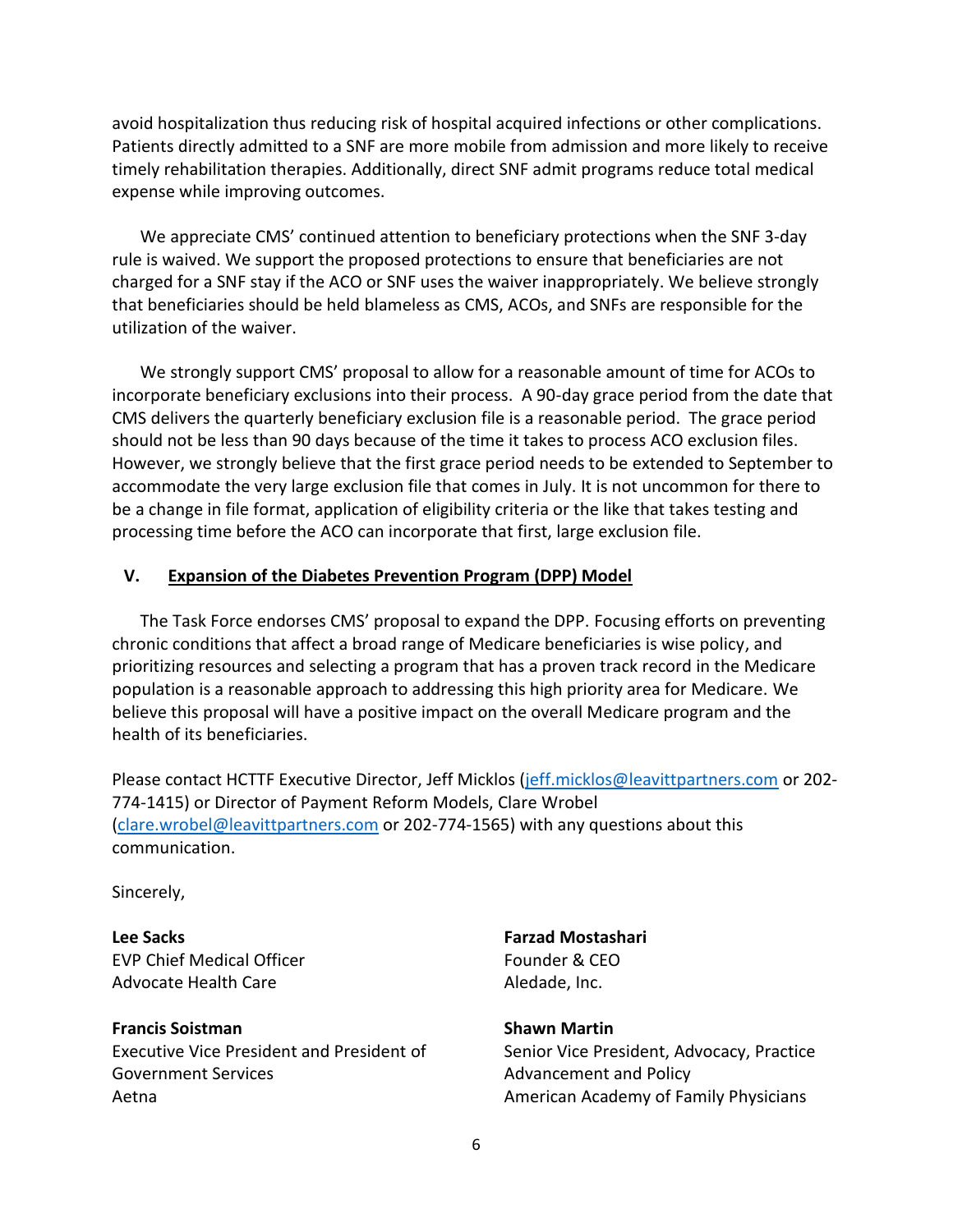avoid hospitalization thus reducing risk of hospital acquired infections or other complications. Patients directly admitted to a SNF are more mobile from admission and more likely to receive timely rehabilitation therapies. Additionally, direct SNF admit programs reduce total medical expense while improving outcomes.

We appreciate CMS' continued attention to beneficiary protections when the SNF 3-day rule is waived. We support the proposed protections to ensure that beneficiaries are not charged for a SNF stay if the ACO or SNF uses the waiver inappropriately. We believe strongly that beneficiaries should be held blameless as CMS, ACOs, and SNFs are responsible for the utilization of the waiver.

We strongly support CMS' proposal to allow for a reasonable amount of time for ACOs to incorporate beneficiary exclusions into their process. A 90-day grace period from the date that CMS delivers the quarterly beneficiary exclusion file is a reasonable period. The grace period should not be less than 90 days because of the time it takes to process ACO exclusion files. However, we strongly believe that the first grace period needs to be extended to September to accommodate the very large exclusion file that comes in July. It is not uncommon for there to be a change in file format, application of eligibility criteria or the like that takes testing and processing time before the ACO can incorporate that first, large exclusion file.

## V. Expansion of the Diabetes Prevention Program (DPP) Model

The Task Force endorses CMS' proposal to expand the DPP. Focusing efforts on preventing chronic conditions that affect a broad range of Medicare beneficiaries is wise policy, and prioritizing resources and selecting a program that has a proven track record in the Medicare population is a reasonable approach to addressing this high priority area for Medicare. We believe this proposal will have a positive impact on the overall Medicare program and the health of its beneficiaries.

Please contact HCTTF Executive Director, Jeff Micklos (jeff.micklos@leavittpartners.com or 202-774-1415) or Director of Payment Reform Models, Clare Wrobel (clare.wrobel@leavittpartners.com or 202-774-1565) with any questions about this communication.

Sincerely,

**Lee Sacks**
EVP Chief Medical Officer
Advocate Health Care

**Farzad Mostashari**
Founder & CEO
Aledade, Inc.

**Francis Soistman**
Executive Vice President and President of Government Services
Aetna

**Shawn Martin**
Senior Vice President, Advocacy, Practice Advancement and Policy
American Academy of Family Physicians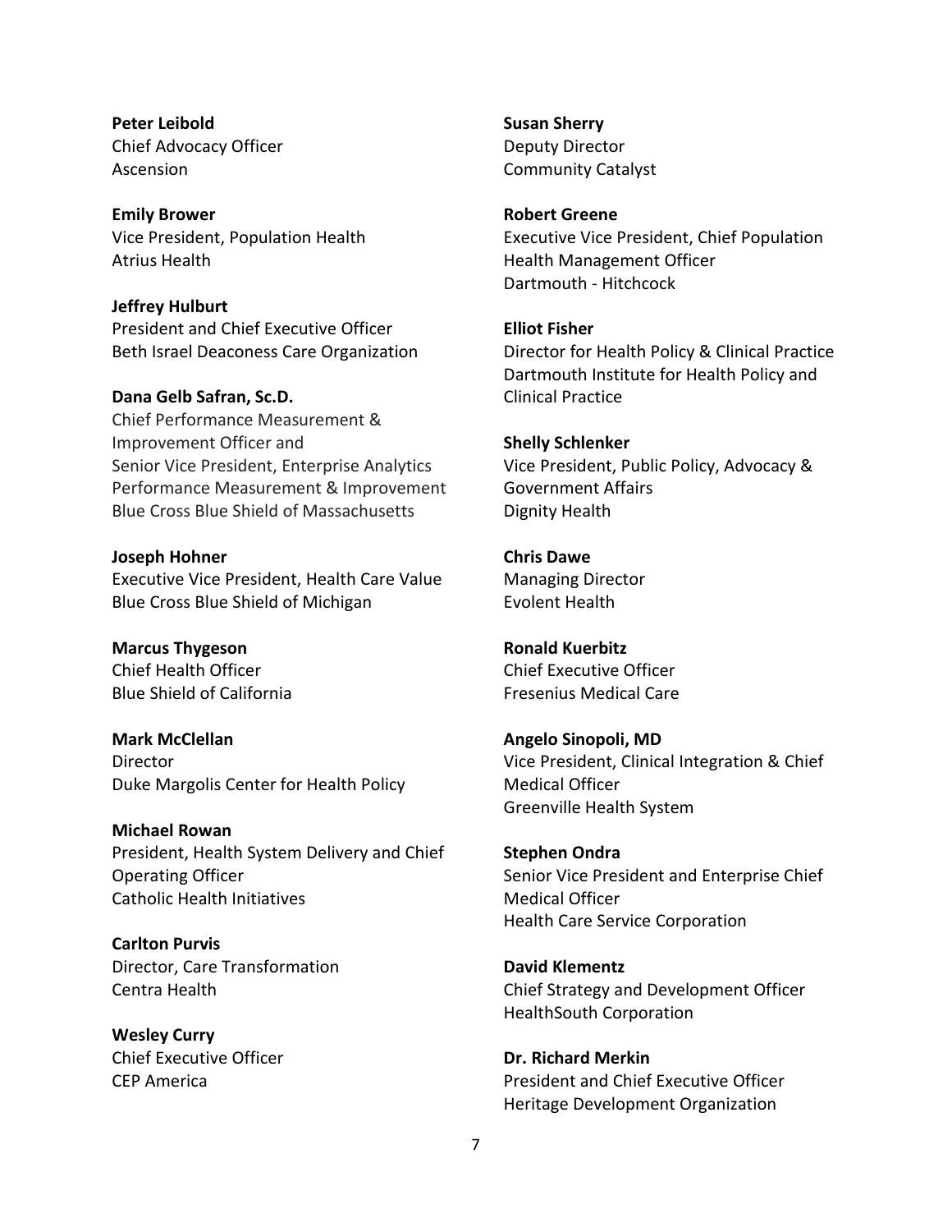**Peter Leibold**
Chief Advocacy Officer
Ascension

**Emily Brower**
Vice President, Population Health
Atrius Health

**Jeffrey Hulburt**
President and Chief Executive Officer
Beth Israel Deaconess Care Organization

**Dana Gelb Safran, Sc.D.**
Chief Performance Measurement & Improvement Officer and
Senior Vice President, Enterprise Analytics Performance Measurement & Improvement
Blue Cross Blue Shield of Massachusetts

**Joseph Hohner**
Executive Vice President, Health Care Value
Blue Cross Blue Shield of Michigan

**Marcus Thygeson**
Chief Health Officer
Blue Shield of California

**Mark McClellan**
Director
Duke Margolis Center for Health Policy

**Michael Rowan**
President, Health System Delivery and Chief Operating Officer
Catholic Health Initiatives

**Carlton Purvis**
Director, Care Transformation
Centra Health

**Wesley Curry**
Chief Executive Officer
CEP America

**Susan Sherry**
Deputy Director
Community Catalyst

**Robert Greene**
Executive Vice President, Chief Population Health Management Officer
Dartmouth - Hitchcock

**Elliot Fisher**
Director for Health Policy & Clinical Practice
Dartmouth Institute for Health Policy and Clinical Practice

**Shelly Schlenker**
Vice President, Public Policy, Advocacy & Government Affairs
Dignity Health

**Chris Dawe**
Managing Director
Evolent Health

**Ronald Kuerbitz**
Chief Executive Officer
Fresenius Medical Care

**Angelo Sinopoli, MD**
Vice President, Clinical Integration & Chief Medical Officer
Greenville Health System

**Stephen Ondra**
Senior Vice President and Enterprise Chief Medical Officer
Health Care Service Corporation

**David Klementz**
Chief Strategy and Development Officer
HealthSouth Corporation

**Dr. Richard Merkin**
President and Chief Executive Officer
Heritage Development Organization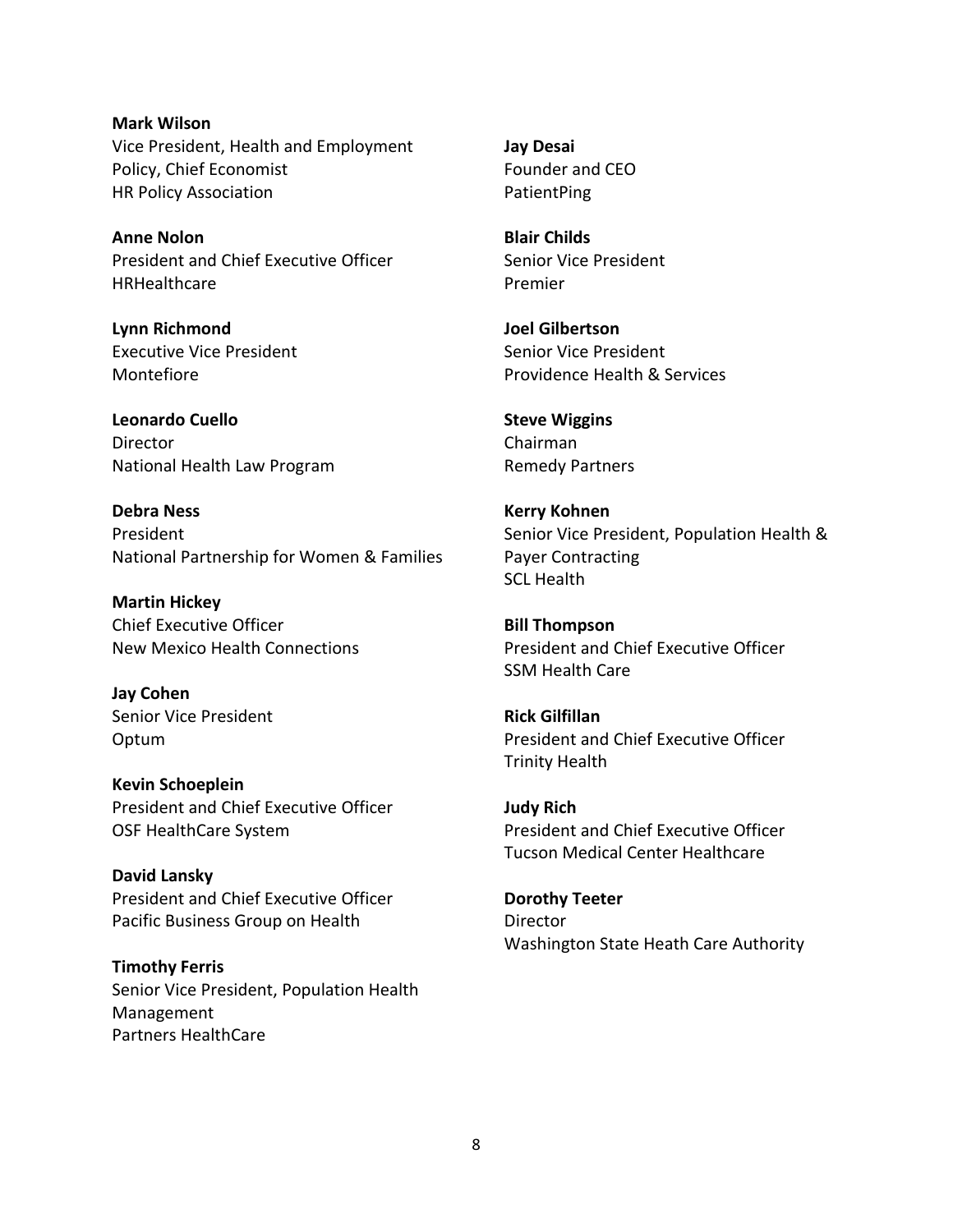**Mark Wilson**
Vice President, Health and Employment Policy, Chief Economist
HR Policy Association

**Anne Nolon**
President and Chief Executive Officer
HRHealthcare

**Lynn Richmond**
Executive Vice President
Montefiore

**Leonardo Cuello**
Director
National Health Law Program

**Debra Ness**
President
National Partnership for Women & Families

**Martin Hickey**
Chief Executive Officer
New Mexico Health Connections

**Jay Cohen**
Senior Vice President
Optum

**Kevin Schoeplein**
President and Chief Executive Officer
OSF HealthCare System

**David Lansky**
President and Chief Executive Officer
Pacific Business Group on Health

**Timothy Ferris**
Senior Vice President, Population Health Management
Partners HealthCare

**Jay Desai**
Founder and CEO
PatientPing

**Blair Childs**
Senior Vice President
Premier

**Joel Gilbertson**
Senior Vice President
Providence Health & Services

**Steve Wiggins**
Chairman
Remedy Partners

**Kerry Kohnen**
Senior Vice President, Population Health & Payer Contracting
SCL Health

**Bill Thompson**
President and Chief Executive Officer
SSM Health Care

**Rick Gilfillan**
President and Chief Executive Officer
Trinity Health

**Judy Rich**
President and Chief Executive Officer
Tucson Medical Center Healthcare

**Dorothy Teeter**
Director
Washington State Heath Care Authority